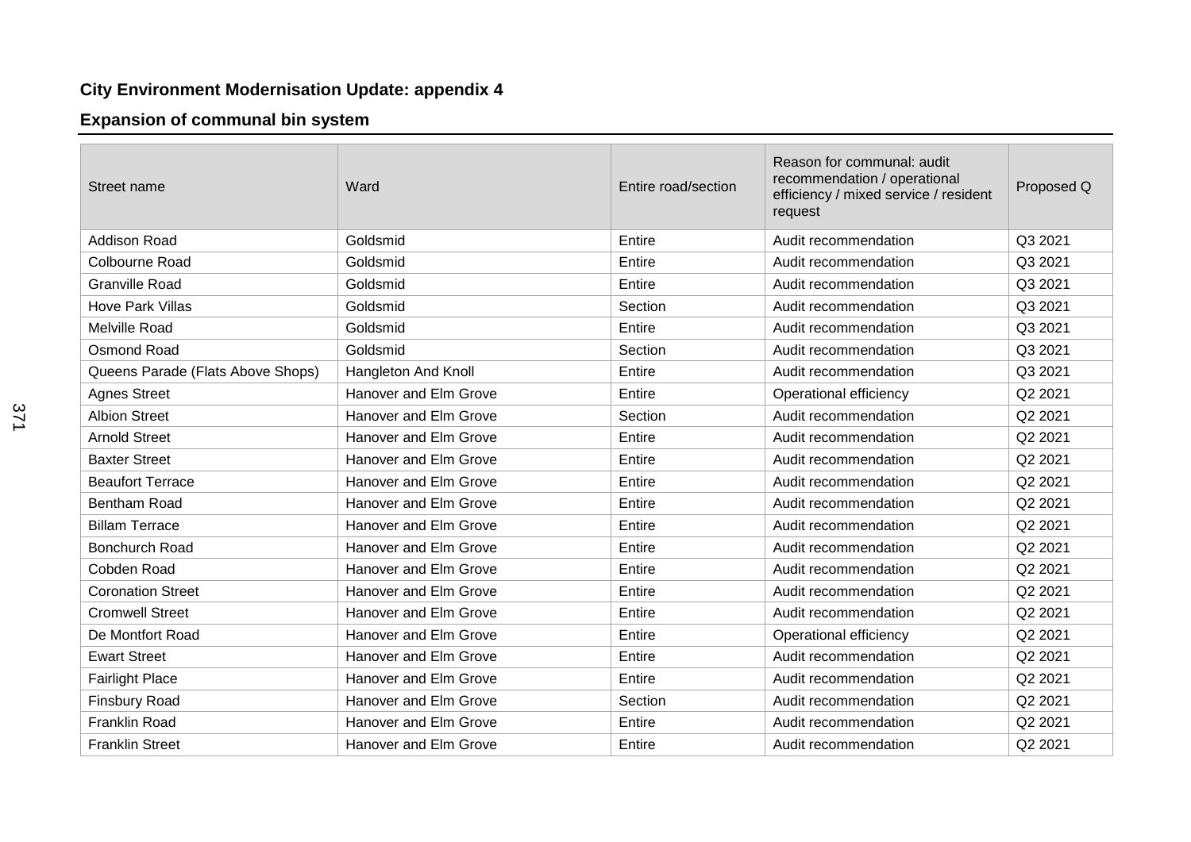**City Environment Modernisation Update: appendix 4**

**Expansion of communal bin system**

| Street name | Ward | Entire road/section | Reason for communal: audit recommendation / operational efficiency / mixed service / resident request | Proposed Q |
|---|---|---|---|---|
| Addison Road | Goldsmid | Entire | Audit recommendation | Q3 2021 |
| Colbourne Road | Goldsmid | Entire | Audit recommendation | Q3 2021 |
| Granville Road | Goldsmid | Entire | Audit recommendation | Q3 2021 |
| Hove Park Villas | Goldsmid | Section | Audit recommendation | Q3 2021 |
| Melville Road | Goldsmid | Entire | Audit recommendation | Q3 2021 |
| Osmond Road | Goldsmid | Section | Audit recommendation | Q3 2021 |
| Queens Parade (Flats Above Shops) | Hangleton And Knoll | Entire | Audit recommendation | Q3 2021 |
| Agnes Street | Hanover and Elm Grove | Entire | Operational efficiency | Q2 2021 |
| Albion Street | Hanover and Elm Grove | Section | Audit recommendation | Q2 2021 |
| Arnold Street | Hanover and Elm Grove | Entire | Audit recommendation | Q2 2021 |
| Baxter Street | Hanover and Elm Grove | Entire | Audit recommendation | Q2 2021 |
| Beaufort Terrace | Hanover and Elm Grove | Entire | Audit recommendation | Q2 2021 |
| Bentham Road | Hanover and Elm Grove | Entire | Audit recommendation | Q2 2021 |
| Billam Terrace | Hanover and Elm Grove | Entire | Audit recommendation | Q2 2021 |
| Bonchurch Road | Hanover and Elm Grove | Entire | Audit recommendation | Q2 2021 |
| Cobden Road | Hanover and Elm Grove | Entire | Audit recommendation | Q2 2021 |
| Coronation Street | Hanover and Elm Grove | Entire | Audit recommendation | Q2 2021 |
| Cromwell Street | Hanover and Elm Grove | Entire | Audit recommendation | Q2 2021 |
| De Montfort Road | Hanover and Elm Grove | Entire | Operational efficiency | Q2 2021 |
| Ewart Street | Hanover and Elm Grove | Entire | Audit recommendation | Q2 2021 |
| Fairlight Place | Hanover and Elm Grove | Entire | Audit recommendation | Q2 2021 |
| Finsbury Road | Hanover and Elm Grove | Section | Audit recommendation | Q2 2021 |
| Franklin Road | Hanover and Elm Grove | Entire | Audit recommendation | Q2 2021 |
| Franklin Street | Hanover and Elm Grove | Entire | Audit recommendation | Q2 2021 |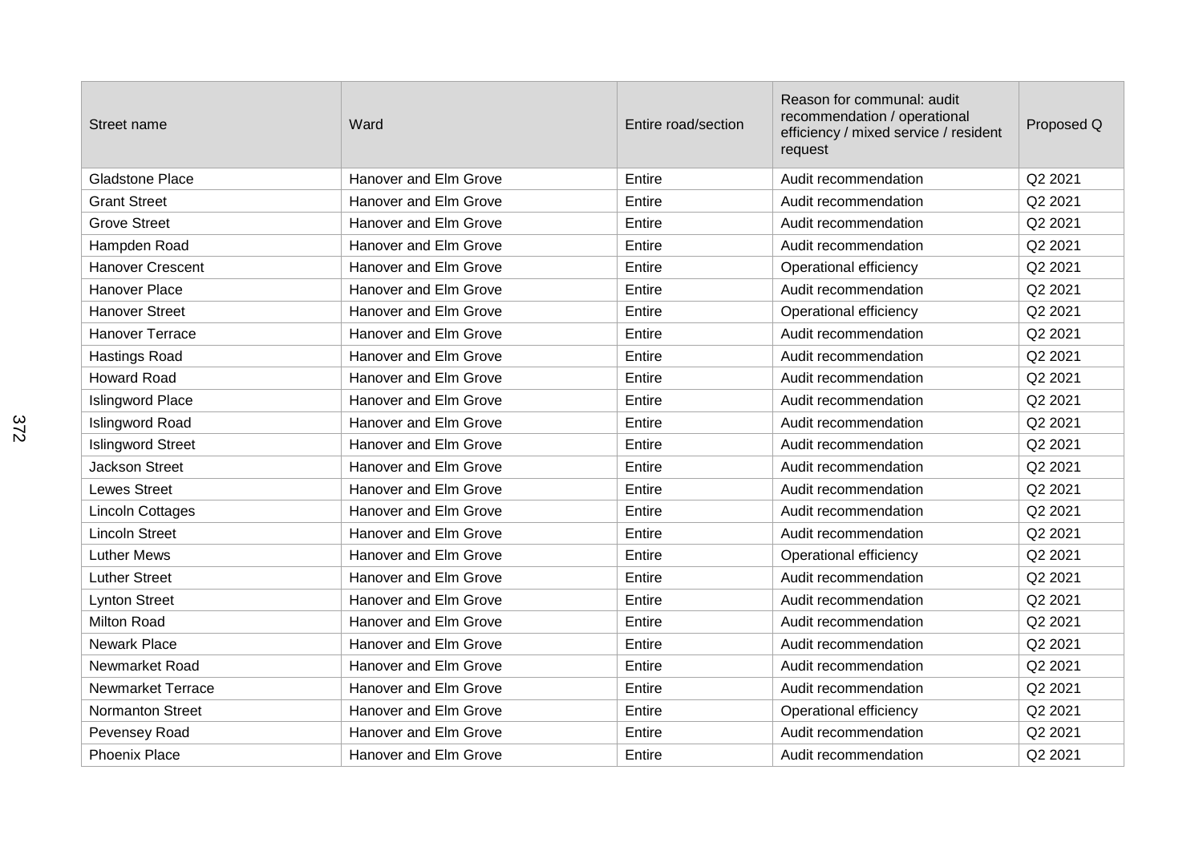| Street name | Ward | Entire road/section | Reason for communal: audit recommendation / operational efficiency / mixed service / resident request | Proposed Q |
|---|---|---|---|---|
| Gladstone Place | Hanover and Elm Grove | Entire | Audit recommendation | Q2 2021 |
| Grant Street | Hanover and Elm Grove | Entire | Audit recommendation | Q2 2021 |
| Grove Street | Hanover and Elm Grove | Entire | Audit recommendation | Q2 2021 |
| Hampden Road | Hanover and Elm Grove | Entire | Audit recommendation | Q2 2021 |
| Hanover Crescent | Hanover and Elm Grove | Entire | Operational efficiency | Q2 2021 |
| Hanover Place | Hanover and Elm Grove | Entire | Audit recommendation | Q2 2021 |
| Hanover Street | Hanover and Elm Grove | Entire | Operational efficiency | Q2 2021 |
| Hanover Terrace | Hanover and Elm Grove | Entire | Audit recommendation | Q2 2021 |
| Hastings Road | Hanover and Elm Grove | Entire | Audit recommendation | Q2 2021 |
| Howard Road | Hanover and Elm Grove | Entire | Audit recommendation | Q2 2021 |
| Islingword Place | Hanover and Elm Grove | Entire | Audit recommendation | Q2 2021 |
| Islingword Road | Hanover and Elm Grove | Entire | Audit recommendation | Q2 2021 |
| Islingword Street | Hanover and Elm Grove | Entire | Audit recommendation | Q2 2021 |
| Jackson Street | Hanover and Elm Grove | Entire | Audit recommendation | Q2 2021 |
| Lewes Street | Hanover and Elm Grove | Entire | Audit recommendation | Q2 2021 |
| Lincoln Cottages | Hanover and Elm Grove | Entire | Audit recommendation | Q2 2021 |
| Lincoln Street | Hanover and Elm Grove | Entire | Audit recommendation | Q2 2021 |
| Luther Mews | Hanover and Elm Grove | Entire | Operational efficiency | Q2 2021 |
| Luther Street | Hanover and Elm Grove | Entire | Audit recommendation | Q2 2021 |
| Lynton Street | Hanover and Elm Grove | Entire | Audit recommendation | Q2 2021 |
| Milton Road | Hanover and Elm Grove | Entire | Audit recommendation | Q2 2021 |
| Newark Place | Hanover and Elm Grove | Entire | Audit recommendation | Q2 2021 |
| Newmarket Road | Hanover and Elm Grove | Entire | Audit recommendation | Q2 2021 |
| Newmarket Terrace | Hanover and Elm Grove | Entire | Audit recommendation | Q2 2021 |
| Normanton Street | Hanover and Elm Grove | Entire | Operational efficiency | Q2 2021 |
| Pevensey Road | Hanover and Elm Grove | Entire | Audit recommendation | Q2 2021 |
| Phoenix Place | Hanover and Elm Grove | Entire | Audit recommendation | Q2 2021 |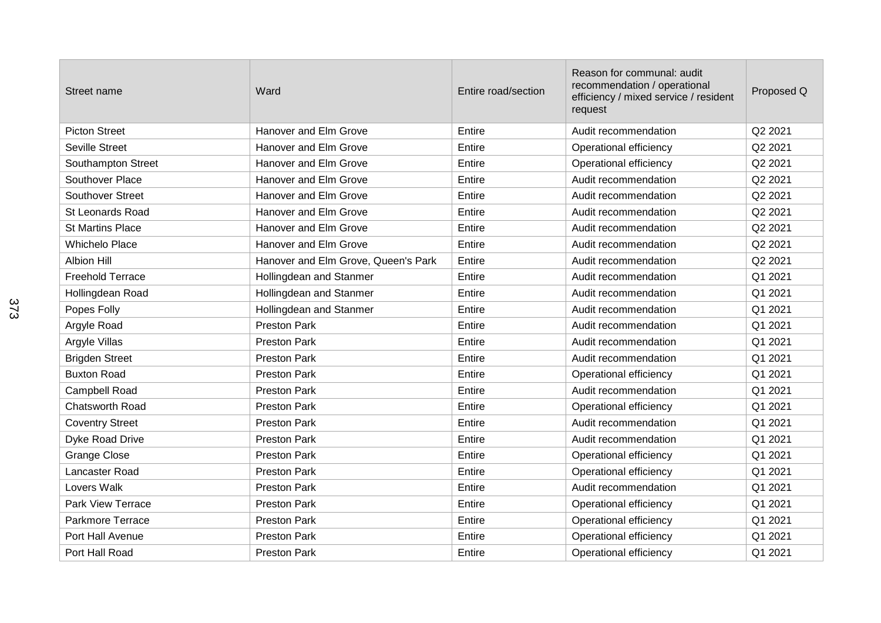| Street name | Ward | Entire road/section | Reason for communal: audit recommendation / operational efficiency / mixed service / resident request | Proposed Q |
|---|---|---|---|---|
| Picton Street | Hanover and Elm Grove | Entire | Audit recommendation | Q2 2021 |
| Seville Street | Hanover and Elm Grove | Entire | Operational efficiency | Q2 2021 |
| Southampton Street | Hanover and Elm Grove | Entire | Operational efficiency | Q2 2021 |
| Southover Place | Hanover and Elm Grove | Entire | Audit recommendation | Q2 2021 |
| Southover Street | Hanover and Elm Grove | Entire | Audit recommendation | Q2 2021 |
| St Leonards Road | Hanover and Elm Grove | Entire | Audit recommendation | Q2 2021 |
| St Martins Place | Hanover and Elm Grove | Entire | Audit recommendation | Q2 2021 |
| Whichelo Place | Hanover and Elm Grove | Entire | Audit recommendation | Q2 2021 |
| Albion Hill | Hanover and Elm Grove, Queen's Park | Entire | Audit recommendation | Q2 2021 |
| Freehold Terrace | Hollingdean and Stanmer | Entire | Audit recommendation | Q1 2021 |
| Hollingdean Road | Hollingdean and Stanmer | Entire | Audit recommendation | Q1 2021 |
| Popes Folly | Hollingdean and Stanmer | Entire | Audit recommendation | Q1 2021 |
| Argyle Road | Preston Park | Entire | Audit recommendation | Q1 2021 |
| Argyle Villas | Preston Park | Entire | Audit recommendation | Q1 2021 |
| Brigden Street | Preston Park | Entire | Audit recommendation | Q1 2021 |
| Buxton Road | Preston Park | Entire | Operational efficiency | Q1 2021 |
| Campbell Road | Preston Park | Entire | Audit recommendation | Q1 2021 |
| Chatsworth Road | Preston Park | Entire | Operational efficiency | Q1 2021 |
| Coventry Street | Preston Park | Entire | Audit recommendation | Q1 2021 |
| Dyke Road Drive | Preston Park | Entire | Audit recommendation | Q1 2021 |
| Grange Close | Preston Park | Entire | Operational efficiency | Q1 2021 |
| Lancaster Road | Preston Park | Entire | Operational efficiency | Q1 2021 |
| Lovers Walk | Preston Park | Entire | Audit recommendation | Q1 2021 |
| Park View Terrace | Preston Park | Entire | Operational efficiency | Q1 2021 |
| Parkmore Terrace | Preston Park | Entire | Operational efficiency | Q1 2021 |
| Port Hall Avenue | Preston Park | Entire | Operational efficiency | Q1 2021 |
| Port Hall Road | Preston Park | Entire | Operational efficiency | Q1 2021 |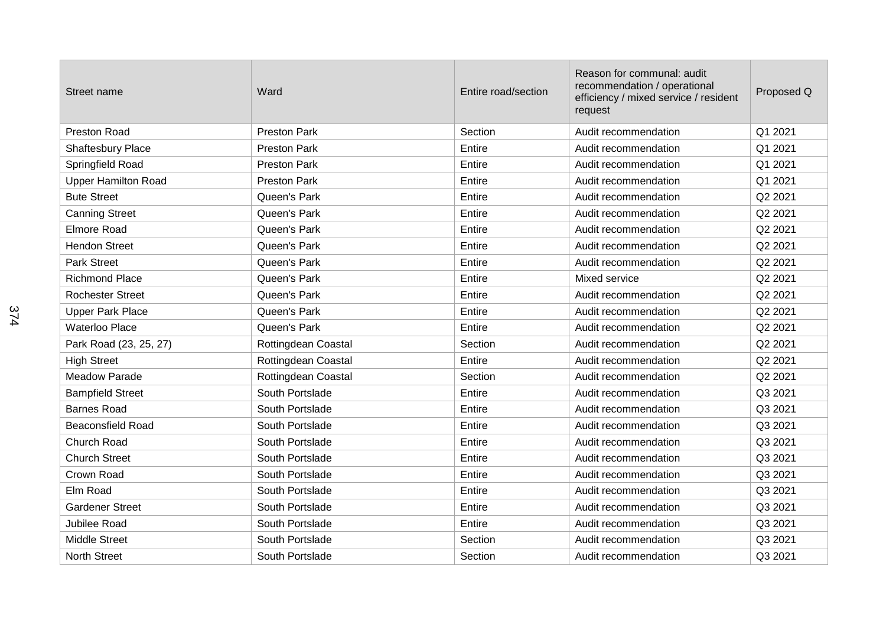| Street name | Ward | Entire road/section | Reason for communal: audit recommendation / operational efficiency / mixed service / resident request | Proposed Q |
| --- | --- | --- | --- | --- |
| Preston Road | Preston Park | Section | Audit recommendation | Q1 2021 |
| Shaftesbury Place | Preston Park | Entire | Audit recommendation | Q1 2021 |
| Springfield Road | Preston Park | Entire | Audit recommendation | Q1 2021 |
| Upper Hamilton Road | Preston Park | Entire | Audit recommendation | Q1 2021 |
| Bute Street | Queen's Park | Entire | Audit recommendation | Q2 2021 |
| Canning Street | Queen's Park | Entire | Audit recommendation | Q2 2021 |
| Elmore Road | Queen's Park | Entire | Audit recommendation | Q2 2021 |
| Hendon Street | Queen's Park | Entire | Audit recommendation | Q2 2021 |
| Park Street | Queen's Park | Entire | Audit recommendation | Q2 2021 |
| Richmond Place | Queen's Park | Entire | Mixed service | Q2 2021 |
| Rochester Street | Queen's Park | Entire | Audit recommendation | Q2 2021 |
| Upper Park Place | Queen's Park | Entire | Audit recommendation | Q2 2021 |
| Waterloo Place | Queen's Park | Entire | Audit recommendation | Q2 2021 |
| Park Road (23, 25, 27) | Rottingdean Coastal | Section | Audit recommendation | Q2 2021 |
| High Street | Rottingdean Coastal | Entire | Audit recommendation | Q2 2021 |
| Meadow Parade | Rottingdean Coastal | Section | Audit recommendation | Q2 2021 |
| Bampfield Street | South Portslade | Entire | Audit recommendation | Q3 2021 |
| Barnes Road | South Portslade | Entire | Audit recommendation | Q3 2021 |
| Beaconsfield Road | South Portslade | Entire | Audit recommendation | Q3 2021 |
| Church Road | South Portslade | Entire | Audit recommendation | Q3 2021 |
| Church Street | South Portslade | Entire | Audit recommendation | Q3 2021 |
| Crown Road | South Portslade | Entire | Audit recommendation | Q3 2021 |
| Elm Road | South Portslade | Entire | Audit recommendation | Q3 2021 |
| Gardener Street | South Portslade | Entire | Audit recommendation | Q3 2021 |
| Jubilee Road | South Portslade | Entire | Audit recommendation | Q3 2021 |
| Middle Street | South Portslade | Section | Audit recommendation | Q3 2021 |
| North Street | South Portslade | Section | Audit recommendation | Q3 2021 |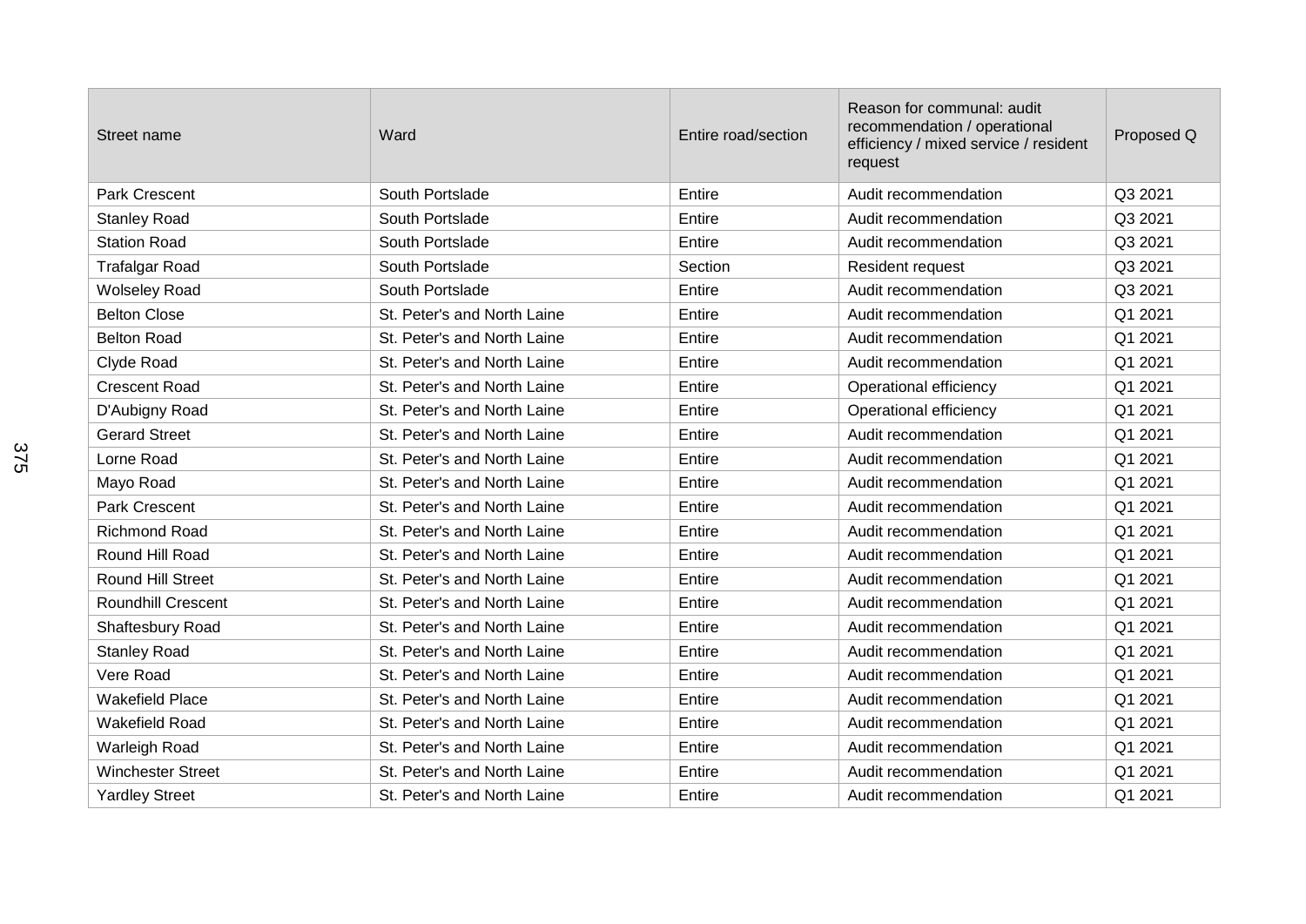| Street name | Ward | Entire road/section | Reason for communal: audit recommendation / operational efficiency / mixed service / resident request | Proposed Q |
|---|---|---|---|---|
| Park Crescent | South Portslade | Entire | Audit recommendation | Q3 2021 |
| Stanley Road | South Portslade | Entire | Audit recommendation | Q3 2021 |
| Station Road | South Portslade | Entire | Audit recommendation | Q3 2021 |
| Trafalgar Road | South Portslade | Section | Resident request | Q3 2021 |
| Wolseley Road | South Portslade | Entire | Audit recommendation | Q3 2021 |
| Belton Close | St. Peter's and North Laine | Entire | Audit recommendation | Q1 2021 |
| Belton Road | St. Peter's and North Laine | Entire | Audit recommendation | Q1 2021 |
| Clyde Road | St. Peter's and North Laine | Entire | Audit recommendation | Q1 2021 |
| Crescent Road | St. Peter's and North Laine | Entire | Operational efficiency | Q1 2021 |
| D'Aubigny Road | St. Peter's and North Laine | Entire | Operational efficiency | Q1 2021 |
| Gerard Street | St. Peter's and North Laine | Entire | Audit recommendation | Q1 2021 |
| Lorne Road | St. Peter's and North Laine | Entire | Audit recommendation | Q1 2021 |
| Mayo Road | St. Peter's and North Laine | Entire | Audit recommendation | Q1 2021 |
| Park Crescent | St. Peter's and North Laine | Entire | Audit recommendation | Q1 2021 |
| Richmond Road | St. Peter's and North Laine | Entire | Audit recommendation | Q1 2021 |
| Round Hill Road | St. Peter's and North Laine | Entire | Audit recommendation | Q1 2021 |
| Round Hill Street | St. Peter's and North Laine | Entire | Audit recommendation | Q1 2021 |
| Roundhill Crescent | St. Peter's and North Laine | Entire | Audit recommendation | Q1 2021 |
| Shaftesbury Road | St. Peter's and North Laine | Entire | Audit recommendation | Q1 2021 |
| Stanley Road | St. Peter's and North Laine | Entire | Audit recommendation | Q1 2021 |
| Vere Road | St. Peter's and North Laine | Entire | Audit recommendation | Q1 2021 |
| Wakefield Place | St. Peter's and North Laine | Entire | Audit recommendation | Q1 2021 |
| Wakefield Road | St. Peter's and North Laine | Entire | Audit recommendation | Q1 2021 |
| Warleigh Road | St. Peter's and North Laine | Entire | Audit recommendation | Q1 2021 |
| Winchester Street | St. Peter's and North Laine | Entire | Audit recommendation | Q1 2021 |
| Yardley Street | St. Peter's and North Laine | Entire | Audit recommendation | Q1 2021 |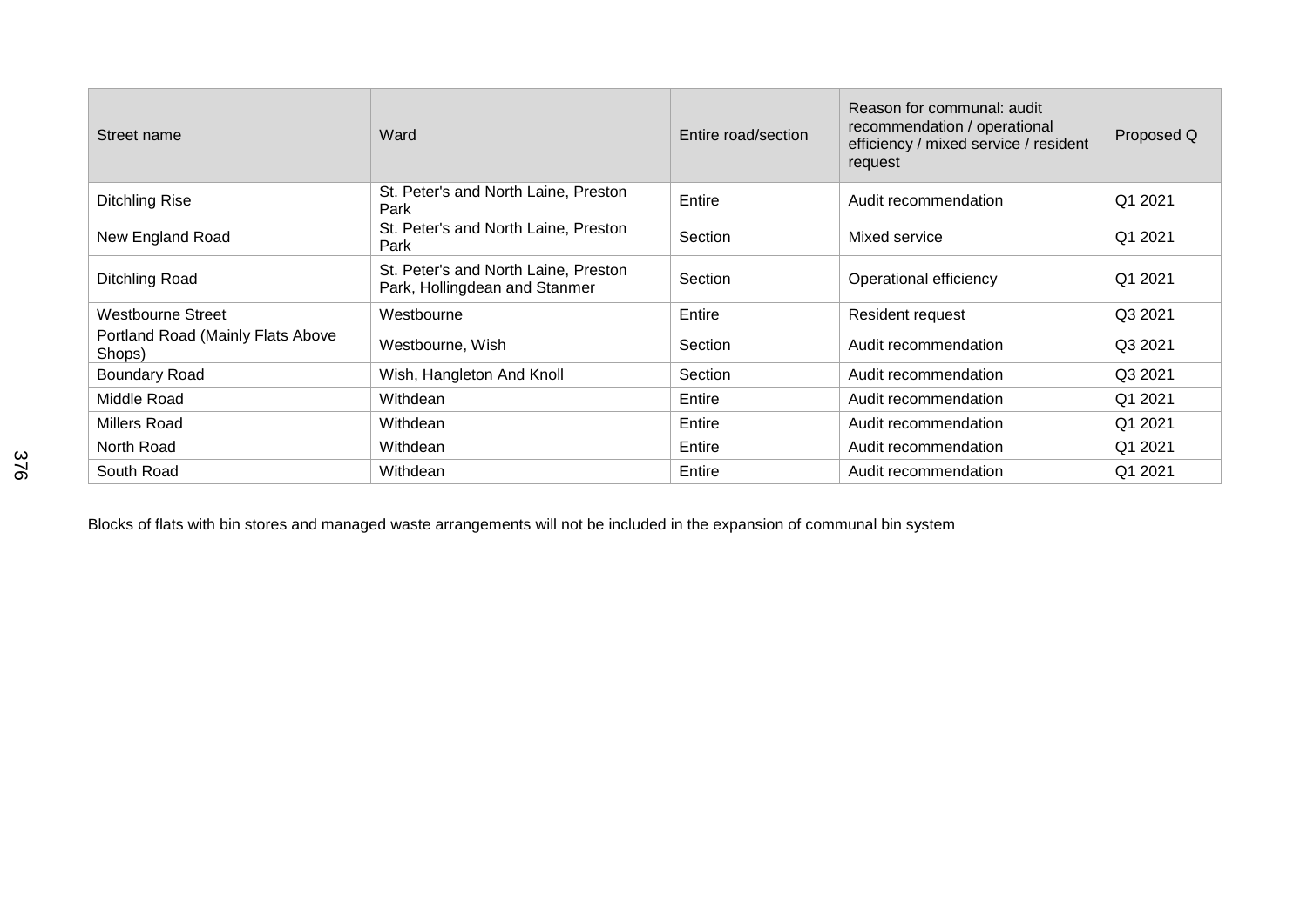| Street name | Ward | Entire road/section | Reason for communal: audit recommendation / operational efficiency / mixed service / resident request | Proposed Q |
|---|---|---|---|---|
| Ditchling Rise | St. Peter's and North Laine, Preston Park | Entire | Audit recommendation | Q1 2021 |
| New England Road | St. Peter's and North Laine, Preston Park | Section | Mixed service | Q1 2021 |
| Ditchling Road | St. Peter's and North Laine, Preston Park, Hollingdean and Stanmer | Section | Operational efficiency | Q1 2021 |
| Westbourne Street | Westbourne | Entire | Resident request | Q3 2021 |
| Portland Road (Mainly Flats Above Shops) | Westbourne, Wish | Section | Audit recommendation | Q3 2021 |
| Boundary Road | Wish, Hangleton And Knoll | Section | Audit recommendation | Q3 2021 |
| Middle Road | Withdean | Entire | Audit recommendation | Q1 2021 |
| Millers Road | Withdean | Entire | Audit recommendation | Q1 2021 |
| North Road | Withdean | Entire | Audit recommendation | Q1 2021 |
| South Road | Withdean | Entire | Audit recommendation | Q1 2021 |

Blocks of flats with bin stores and managed waste arrangements will not be included in the expansion of communal bin system